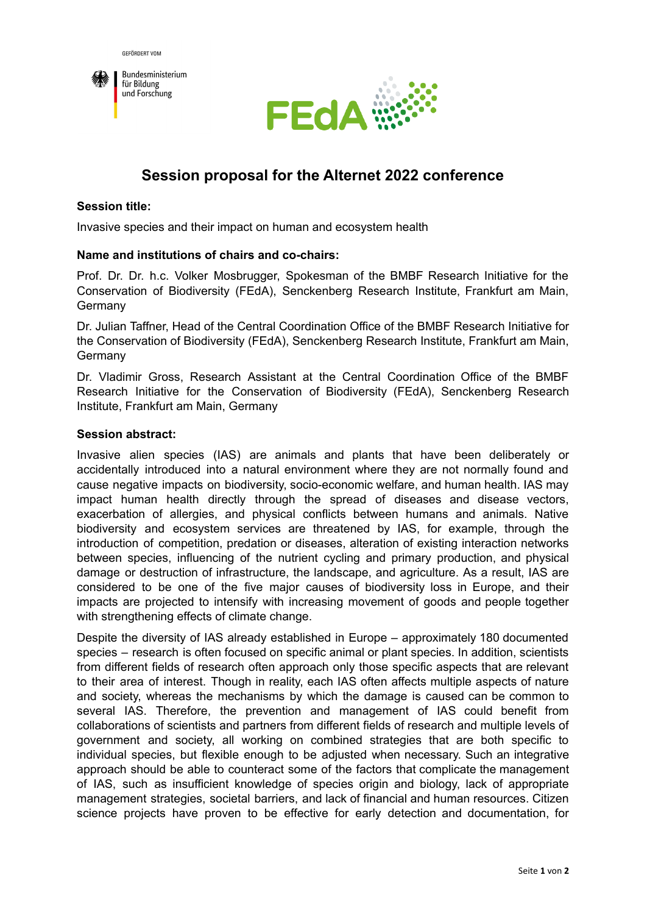GEFÖRDERT VOM

Bundesministerium für Bildung und Forschung

FEdA

# Session proposal for the Alternet 2022 conference

**Session title:**

Invasive species and their impact on human and ecosystem health

**Name and institutions of chairs and co-chairs:**

Prof. Dr. Dr. h.c. Volker Mosbrugger, Spokesman of the BMBF Research Initiative for the Conservation of Biodiversity (FEdA), Senckenberg Research Institute, Frankfurt am Main, Germany

Dr. Julian Taffner, Head of the Central Coordination Office of the BMBF Research Initiative for the Conservation of Biodiversity (FEdA), Senckenberg Research Institute, Frankfurt am Main, Germany

Dr. Vladimir Gross, Research Assistant at the Central Coordination Office of the BMBF Research Initiative for the Conservation of Biodiversity (FEdA), Senckenberg Research Institute, Frankfurt am Main, Germany

**Session abstract:**

Invasive alien species (IAS) are animals and plants that have been deliberately or accidentally introduced into a natural environment where they are not normally found and cause negative impacts on biodiversity, socio-economic welfare, and human health. IAS may impact human health directly through the spread of diseases and disease vectors, exacerbation of allergies, and physical conflicts between humans and animals. Native biodiversity and ecosystem services are threatened by IAS, for example, through the introduction of competition, predation or diseases, alteration of existing interaction networks between species, influencing of the nutrient cycling and primary production, and physical damage or destruction of infrastructure, the landscape, and agriculture. As a result, IAS are considered to be one of the five major causes of biodiversity loss in Europe, and their impacts are projected to intensify with increasing movement of goods and people together with strengthening effects of climate change.

Despite the diversity of IAS already established in Europe – approximately 180 documented species – research is often focused on specific animal or plant species. In addition, scientists from different fields of research often approach only those specific aspects that are relevant to their area of interest. Though in reality, each IAS often affects multiple aspects of nature and society, whereas the mechanisms by which the damage is caused can be common to several IAS. Therefore, the prevention and management of IAS could benefit from collaborations of scientists and partners from different fields of research and multiple levels of government and society, all working on combined strategies that are both specific to individual species, but flexible enough to be adjusted when necessary. Such an integrative approach should be able to counteract some of the factors that complicate the management of IAS, such as insufficient knowledge of species origin and biology, lack of appropriate management strategies, societal barriers, and lack of financial and human resources. Citizen science projects have proven to be effective for early detection and documentation, for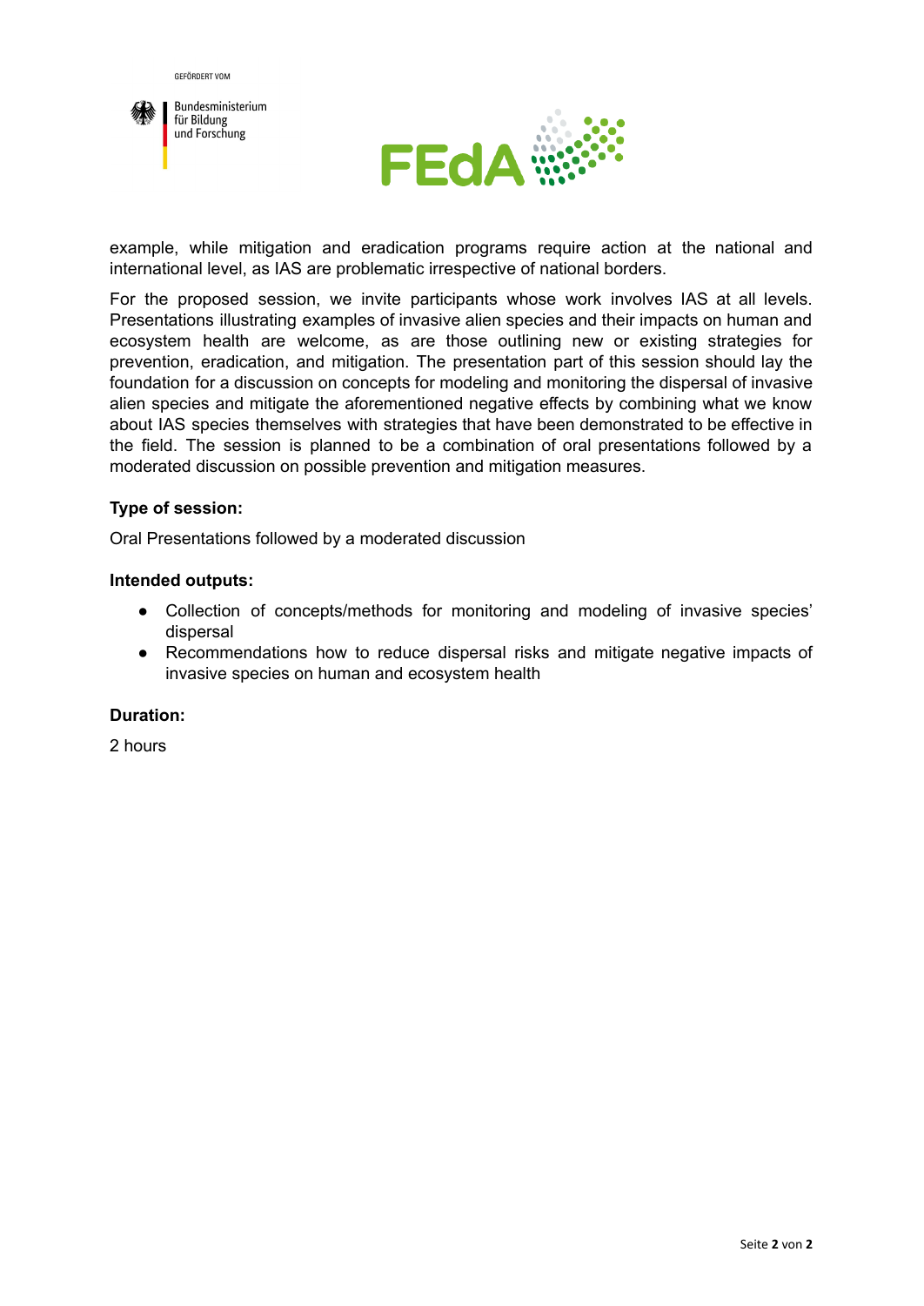example, while mitigation and eradication programs require action at the national and international level, as IAS are problematic irrespective of national borders.

For the proposed session, we invite participants whose work involves IAS at all levels. Presentations illustrating examples of invasive alien species and their impacts on human and ecosystem health are welcome, as are those outlining new or existing strategies for prevention, eradication, and mitigation. The presentation part of this session should lay the foundation for a discussion on concepts for modeling and monitoring the dispersal of invasive alien species and mitigate the aforementioned negative effects by combining what we know about IAS species themselves with strategies that have been demonstrated to be effective in the field. The session is planned to be a combination of oral presentations followed by a moderated discussion on possible prevention and mitigation measures.

**Type of session:**

Oral Presentations followed by a moderated discussion

**Intended outputs:**

- Collection of concepts/methods for monitoring and modeling of invasive species' dispersal
- Recommendations how to reduce dispersal risks and mitigate negative impacts of invasive species on human and ecosystem health

**Duration:**

2 hours